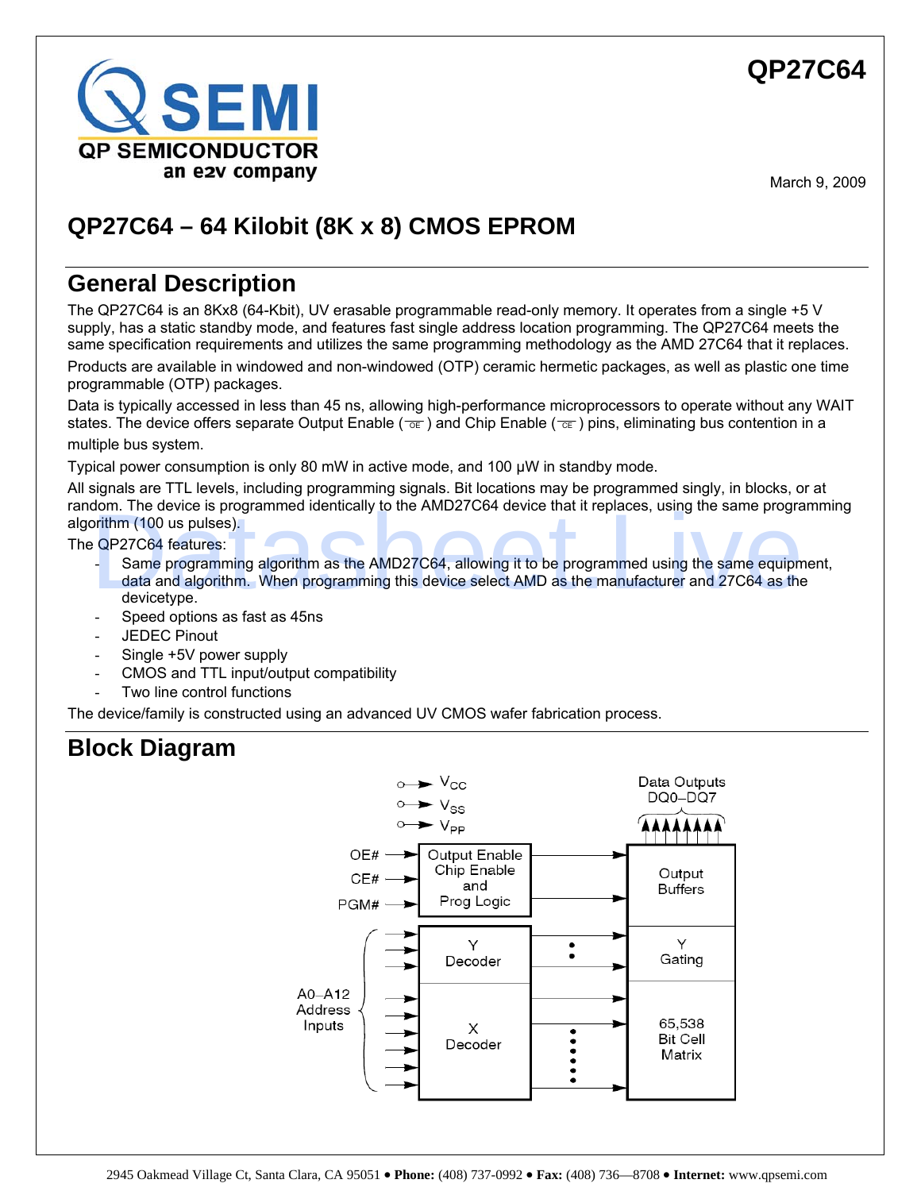# QP27C64

March 9, 2009

## QP27C64 – 64 Kilobit (8K x 8) CMOS EPROM

## General Description

The QP27C64 is an 8Kx8 (64-Kbit), UV erasable programmable read-only memory. It operates from a single +5 V supply, has a static standby mode, and features fast single address location programming. The QP27C64 meets the same specification requirements and utilizes the same programming methodology as the AMD 27C64 that it replaces.

Products are available in windowed and non-windowed (OTP) ceramic hermetic packages, as well as plastic one time programmable (OTP) packages.

Data is typically accessed in less than 45 ns, allowing high-performance microprocessors to operate without any WAIT states. The device offers separate Output Enable (OE) and Chip Enable (CE) pins, eliminating bus contention in a multiple bus system.

Typical power consumption is only 80 mW in active mode, and 100 µW in standby mode.

All signals are TTL levels, including programming signals. Bit locations may be programmed singly, in blocks, or at random. The device is programmed identically to the AMD27C64 device that it replaces, using the same programming algorithm (100 us pulses).

The QP27C64 features:

- Same programming algorithm as the AMD27C64, allowing it to be programmed using the same equipment, data and algorithm. When programming this device select AMD as the manufacturer and 27C64 as the devicetype.
- Speed options as fast as 45ns
- JEDEC Pinout
- Single +5V power supply
- CMOS and TTL input/output compatibility
- Two line control functions

The device/family is constructed using an advanced UV CMOS wafer fabrication process.

## Block Diagram

$V_{CC}$, $V_{SS}$, $V_{PP}$

Data Outputs DQ0–DQ7

OE#, CE#, PGM# → Output Enable Chip Enable and Prog Logic → Output Buffers

A0–A12 Address Inputs → Y Decoder → Y Gating

A0–A12 Address Inputs → X Decoder → 65,538 Bit Cell Matrix

2945 Oakmead Village Ct, Santa Clara, CA 95051 • **Phone:** (408) 737-0992 • **Fax:** (408) 736—8708 • **Internet:** www.qpsemi.com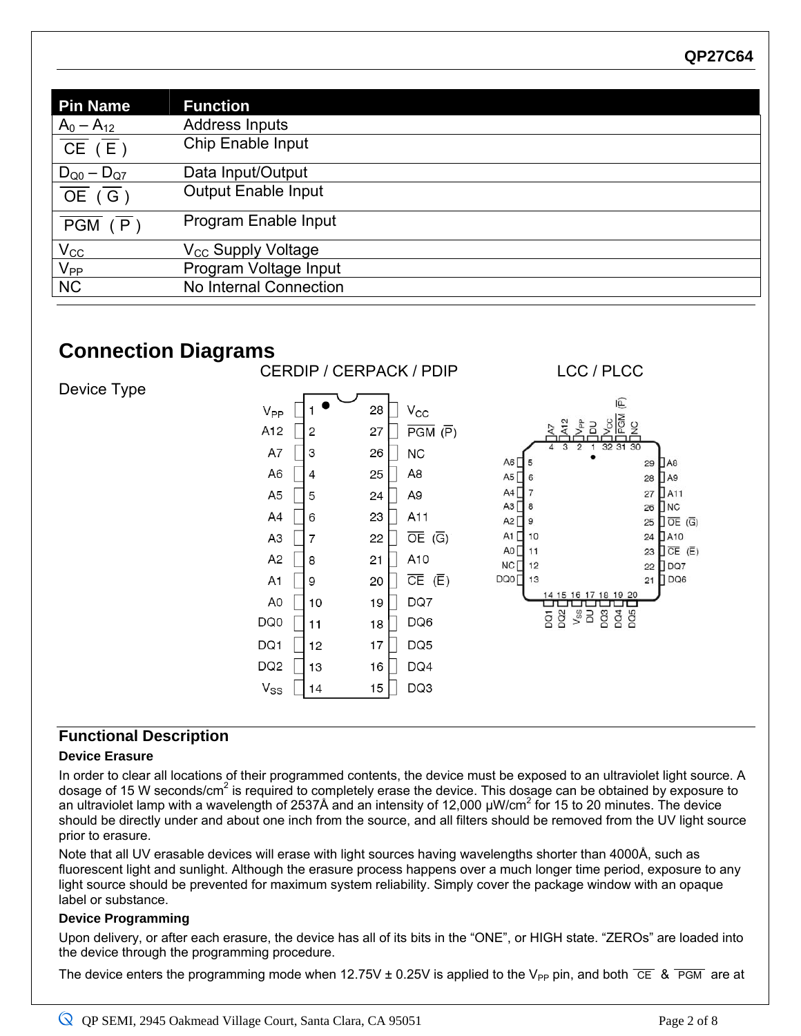| Pin Name | Function |
|---|---|
| $A_0 – A_{12}$ | Address Inputs |
| $\overline{CE}$ ( $\overline{E}$ ) | Chip Enable Input |
| $D_{Q0} – D_{Q7}$ | Data Input/Output |
| $\overline{OE}$ ( $\overline{G}$ ) | Output Enable Input |
| $\overline{PGM}$ ( $\overline{P}$ ) | Program Enable Input |
| $V_{CC}$ | $V_{CC}$ Supply Voltage |
| $V_{PP}$ | Program Voltage Input |
| NC | No Internal Connection |

## Connection Diagrams

Device Type

CERDIP / CERPACK / PDIP

| Pin | Name | Pin | Name |
|---|---|---|---|
| 1 | $V_{PP}$ | 28 | $V_{CC}$ |
| 2 | A12 | 27 | $\overline{PGM}$ ($\overline{P}$) |
| 3 | A7 | 26 | NC |
| 4 | A6 | 25 | A8 |
| 5 | A5 | 24 | A9 |
| 6 | A4 | 23 | A11 |
| 7 | A3 | 22 | $\overline{OE}$ ($\overline{G}$) |
| 8 | A2 | 21 | A10 |
| 9 | A1 | 20 | $\overline{CE}$ ($\overline{E}$) |
| 10 | A0 | 19 | DQ7 |
| 11 | DQ0 | 18 | DQ6 |
| 12 | DQ1 | 17 | DQ5 |
| 13 | DQ2 | 16 | DQ4 |
| 14 | $V_{SS}$ | 15 | DQ3 |

LCC / PLCC

| Pin | Name | Pin | Name |
|---|---|---|---|
| 1 | $V_{PP}$ | 17 | DU |
| 2 | DU | 18 | DQ3 |
| 3 | A12 | 19 | DQ4 |
| 4 | A7 | 20 | DQ5 |
| 5 | A6 | 21 | DQ6 |
| 6 | A5 | 22 | DQ7 |
| 7 | A4 | 23 | $\overline{CE}$ ($\overline{E}$) |
| 8 | A3 | 24 | A10 |
| 9 | A2 | 25 | $\overline{OE}$ ($\overline{G}$) |
| 10 | A1 | 26 | NC |
| 11 | A0 | 27 | A11 |
| 12 | NC | 28 | A9 |
| 13 | DQ0 | 29 | A8 |
| 14 | DQ1 | 30 | NC |
| 15 | DQ2 | 31 | $\overline{PGM}$ ($\overline{P}$) |
| 16 | $V_{SS}$ | 32 | $V_{CC}$ |

## Functional Description

### Device Erasure

In order to clear all locations of their programmed contents, the device must be exposed to an ultraviolet light source. A dosage of 15 W seconds/$cm^2$ is required to completely erase the device. This dosage can be obtained by exposure to an ultraviolet lamp with a wavelength of 2537Å and an intensity of 12,000 μW/$cm^2$ for 15 to 20 minutes. The device should be directly under and about one inch from the source, and all filters should be removed from the UV light source prior to erasure.

Note that all UV erasable devices will erase with light sources having wavelengths shorter than 4000Å, such as fluorescent light and sunlight. Although the erasure process happens over a much longer time period, exposure to any light source should be prevented for maximum system reliability. Simply cover the package window with an opaque label or substance.

### Device Programming

Upon delivery, or after each erasure, the device has all of its bits in the “ONE”, or HIGH state. “ZEROs” are loaded into the device through the programming procedure.

The device enters the programming mode when 12.75V ± 0.25V is applied to the $V_{PP}$ pin, and both $\overline{CE}$ & $\overline{PGM}$ are at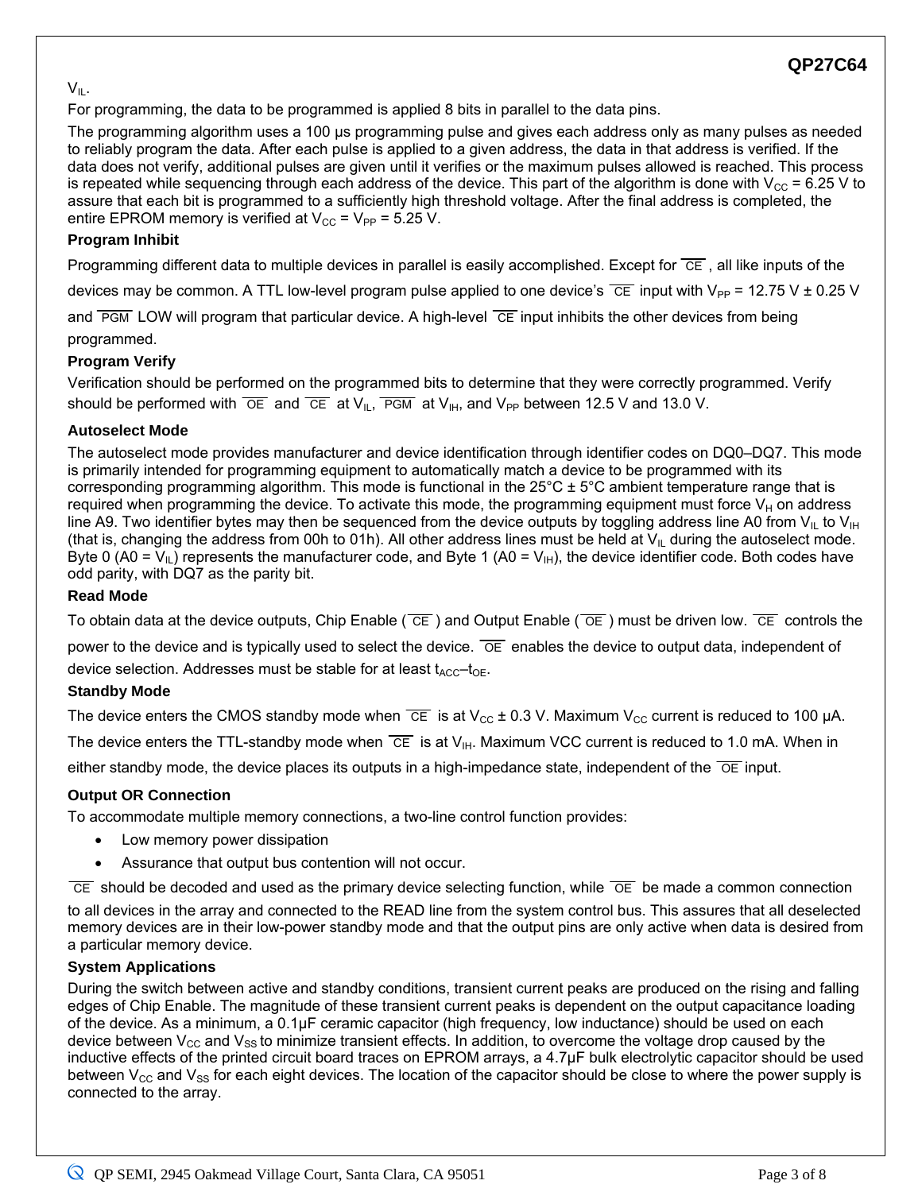$V_{IL}$.

For programming, the data to be programmed is applied 8 bits in parallel to the data pins.

The programming algorithm uses a 100 µs programming pulse and gives each address only as many pulses as needed to reliably program the data. After each pulse is applied to a given address, the data in that address is verified. If the data does not verify, additional pulses are given until it verifies or the maximum pulses allowed is reached. This process is repeated while sequencing through each address of the device. This part of the algorithm is done with $V_{CC}$ = 6.25 V to assure that each bit is programmed to a sufficiently high threshold voltage. After the final address is completed, the entire EPROM memory is verified at $V_{CC}$ = $V_{PP}$ = 5.25 V.

### Program Inhibit

Programming different data to multiple devices in parallel is easily accomplished. Except for $\overline{CE}$, all like inputs of the devices may be common. A TTL low-level program pulse applied to one device's $\overline{CE}$ input with $V_{PP}$ = 12.75 V ± 0.25 V and $\overline{PGM}$ LOW will program that particular device. A high-level $\overline{CE}$ input inhibits the other devices from being programmed.

### Program Verify

Verification should be performed on the programmed bits to determine that they were correctly programmed. Verify should be performed with $\overline{OE}$ and $\overline{CE}$ at $V_{IL}$, $\overline{PGM}$ at $V_{IH}$, and $V_{PP}$ between 12.5 V and 13.0 V.

### Autoselect Mode

The autoselect mode provides manufacturer and device identification through identifier codes on DQ0–DQ7. This mode is primarily intended for programming equipment to automatically match a device to be programmed with its corresponding programming algorithm. This mode is functional in the 25°C ± 5°C ambient temperature range that is required when programming the device. To activate this mode, the programming equipment must force $V_H$ on address line A9. Two identifier bytes may then be sequenced from the device outputs by toggling address line A0 from $V_{IL}$ to $V_{IH}$ (that is, changing the address from 00h to 01h). All other address lines must be held at $V_{IL}$ during the autoselect mode. Byte 0 (A0 = $V_{IL}$) represents the manufacturer code, and Byte 1 (A0 = $V_{IH}$), the device identifier code. Both codes have odd parity, with DQ7 as the parity bit.

### Read Mode

To obtain data at the device outputs, Chip Enable ($\overline{CE}$) and Output Enable ($\overline{OE}$) must be driven low. $\overline{CE}$ controls the power to the device and is typically used to select the device. $\overline{OE}$ enables the device to output data, independent of device selection. Addresses must be stable for at least $t_{ACC}$–$t_{OE}$.

### Standby Mode

The device enters the CMOS standby mode when $\overline{CE}$ is at $V_{CC}$ ± 0.3 V. Maximum $V_{CC}$ current is reduced to 100 µA. The device enters the TTL-standby mode when $\overline{CE}$ is at $V_{IH}$. Maximum VCC current is reduced to 1.0 mA. When in either standby mode, the device places its outputs in a high-impedance state, independent of the $\overline{OE}$ input.

### Output OR Connection

To accommodate multiple memory connections, a two-line control function provides:

- Low memory power dissipation
- Assurance that output bus contention will not occur.

$\overline{CE}$ should be decoded and used as the primary device selecting function, while $\overline{OE}$ be made a common connection to all devices in the array and connected to the READ line from the system control bus. This assures that all deselected memory devices are in their low-power standby mode and that the output pins are only active when data is desired from a particular memory device.

### System Applications

During the switch between active and standby conditions, transient current peaks are produced on the rising and falling edges of Chip Enable. The magnitude of these transient current peaks is dependent on the output capacitance loading of the device. As a minimum, a 0.1µF ceramic capacitor (high frequency, low inductance) should be used on each device between $V_{CC}$ and $V_{SS}$ to minimize transient effects. In addition, to overcome the voltage drop caused by the inductive effects of the printed circuit board traces on EPROM arrays, a 4.7µF bulk electrolytic capacitor should be used between $V_{CC}$ and $V_{SS}$ for each eight devices. The location of the capacitor should be close to where the power supply is connected to the array.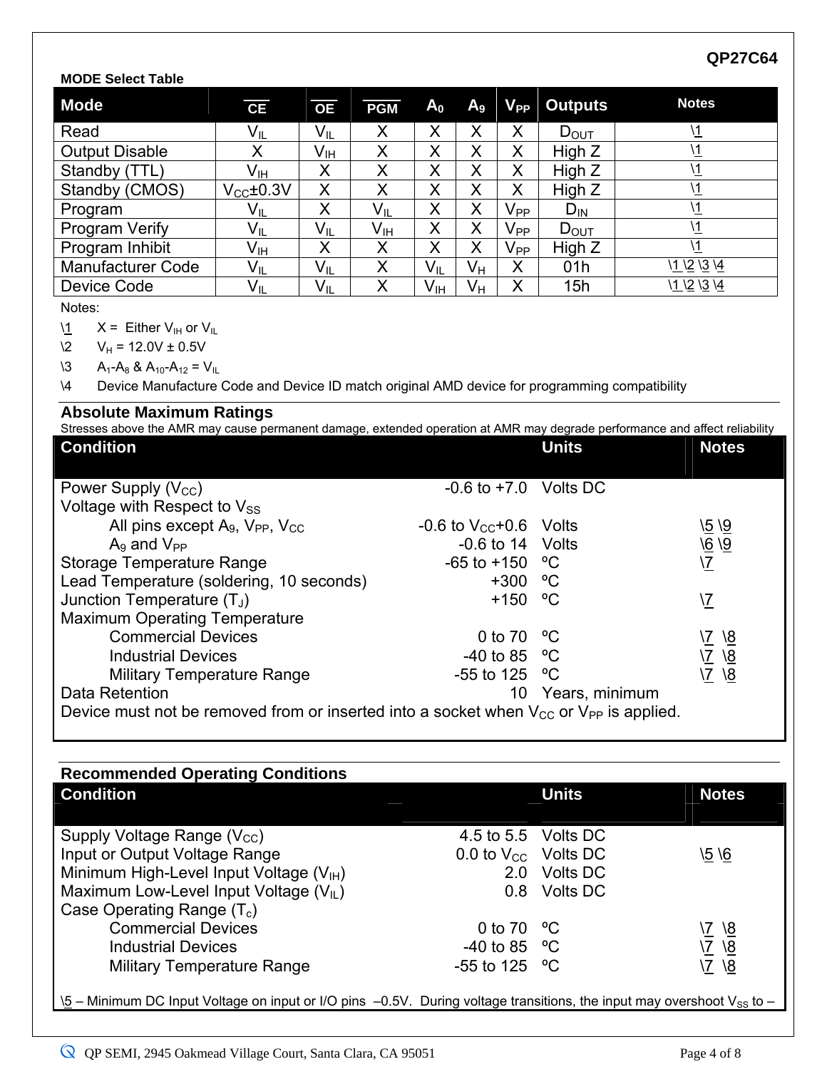**MODE Select Table**

| Mode | $\overline{CE}$ | $\overline{OE}$ | $\overline{PGM}$ | $A_0$ | $A_9$ | $V_{PP}$ | Outputs | Notes |
|---|---|---|---|---|---|---|---|---|
| Read | $V_{IL}$ | $V_{IL}$ | X | X | X | X | $D_{OUT}$ | \1 |
| Output Disable | X | $V_{IH}$ | X | X | X | X | High Z | \1 |
| Standby (TTL) | $V_{IH}$ | X | X | X | X | X | High Z | \1 |
| Standby (CMOS) | $V_{CC}$±0.3V | X | X | X | X | X | High Z | \1 |
| Program | $V_{IL}$ | X | $V_{IL}$ | X | X | $V_{PP}$ | $D_{IN}$ | \1 |
| Program Verify | $V_{IL}$ | $V_{IL}$ | $V_{IH}$ | X | X | $V_{PP}$ | $D_{OUT}$ | \1 |
| Program Inhibit | $V_{IH}$ | X | X | X | X | $V_{PP}$ | High Z | \1 |
| Manufacturer Code | $V_{IL}$ | $V_{IL}$ | X | $V_{IL}$ | $V_H$ | X | 01h | \1 \2 \3 \4 |
| Device Code | $V_{IL}$ | $V_{IL}$ | X | $V_{IH}$ | $V_H$ | X | 15h | \1 \2 \3 \4 |

Notes:

\1 X = Either $V_{IH}$ or $V_{IL}$

\2 $V_H$ = 12.0V ± 0.5V

\3 $A_1$-$A_8$ & $A_{10}$-$A_{12}$ = $V_{IL}$

\4 Device Manufacture Code and Device ID match original AMD device for programming compatibility

## Absolute Maximum Ratings

Stresses above the AMR may cause permanent damage, extended operation at AMR may degrade performance and affect reliability

| Condition | | Units | Notes |
|---|---|---|---|
| Power Supply ($V_{CC}$) | -0.6 to +7.0 | Volts DC | |
| Voltage with Respect to $V_{SS}$ | | | |
| All pins except $A_9$, $V_{PP}$, $V_{CC}$ | -0.6 to $V_{CC}$+0.6 | Volts | \5 \9 |
| $A_9$ and $V_{PP}$ | -0.6 to 14 | Volts | \6 \9 |
| Storage Temperature Range | -65 to +150 | ºC | \7 |
| Lead Temperature (soldering, 10 seconds) | +300 | ºC | |
| Junction Temperature ($T_J$) | +150 | ºC | \7 |
| Maximum Operating Temperature | | | |
| Commercial Devices | 0 to 70 | ºC | \7 \8 |
| Industrial Devices | -40 to 85 | ºC | \7 \8 |
| Military Temperature Range | -55 to 125 | ºC | \7 \8 |
| Data Retention | 10 | Years, minimum | |

Device must not be removed from or inserted into a socket when $V_{CC}$ or $V_{PP}$ is applied.

## Recommended Operating Conditions

| Condition | | Units | Notes |
|---|---|---|---|
| Supply Voltage Range ($V_{CC}$) | 4.5 to 5.5 | Volts DC | |
| Input or Output Voltage Range | 0.0 to $V_{CC}$ | Volts DC | \5 \6 |
| Minimum High-Level Input Voltage ($V_{IH}$) | 2.0 | Volts DC | |
| Maximum Low-Level Input Voltage ($V_{IL}$) | 0.8 | Volts DC | |
| Case Operating Range ($T_c$) | | | |
| Commercial Devices | 0 to 70 | ºC | \7 \8 |
| Industrial Devices | -40 to 85 | ºC | \7 \8 |
| Military Temperature Range | -55 to 125 | ºC | \7 \8 |

\5 – Minimum DC Input Voltage on input or I/O pins –0.5V. During voltage transitions, the input may overshoot $V_{SS}$ to –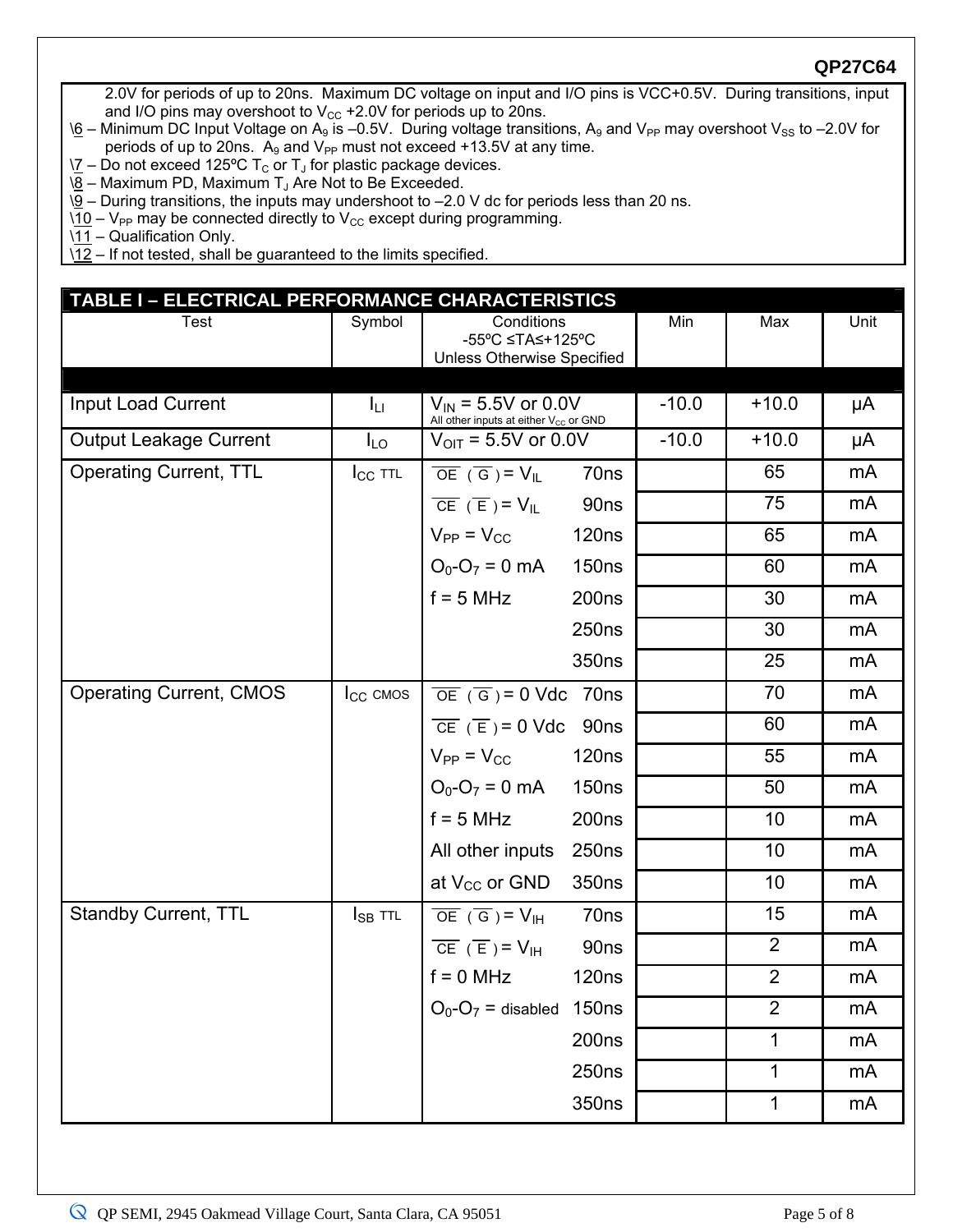2.0V for periods of up to 20ns. Maximum DC voltage on input and I/O pins is VCC+0.5V. During transitions, input and I/O pins may overshoot to $V_{CC}$ +2.0V for periods up to 20ns.

\6 – Minimum DC Input Voltage on $A_9$ is –0.5V. During voltage transitions, $A_9$ and $V_{PP}$ may overshoot $V_{SS}$ to –2.0V for periods of up to 20ns. $A_9$ and $V_{PP}$ must not exceed +13.5V at any time.

\7 – Do not exceed 125ºC $T_C$ or $T_J$ for plastic package devices.

\8 – Maximum PD, Maximum $T_J$ Are Not to Be Exceeded.

\9 – During transitions, the inputs may undershoot to –2.0 V dc for periods less than 20 ns.

\10 – $V_{PP}$ may be connected directly to $V_{CC}$ except during programming.

\11 – Qualification Only.

\12 – If not tested, shall be guaranteed to the limits specified.

## TABLE I – ELECTRICAL PERFORMANCE CHARACTERISTICS

| Test | Symbol | Conditions -55ºC ≤TA≤+125ºC Unless Otherwise Specified | | Min | Max | Unit |
|---|---|---|---|---|---|---|
| Input Load Current | $I_{LI}$ | $V_{IN}$ = 5.5V or 0.0V All other inputs at either $V_{CC}$ or GND | | -10.0 | +10.0 | μA |
| Output Leakage Current | $I_{LO}$ | $V_{OIT}$ = 5.5V or 0.0V | | -10.0 | +10.0 | μA |
| Operating Current, TTL | $I_{CC}$ TTL | $\overline{OE}$ ($\overline{G}$) = $V_{IL}$ | 70ns | | 65 | mA |
| | | $\overline{CE}$ ($\overline{E}$) = $V_{IL}$ | 90ns | | 75 | mA |
| | | $V_{PP}$ = $V_{CC}$ | 120ns | | 65 | mA |
| | | $O_0$-$O_7$ = 0 mA | 150ns | | 60 | mA |
| | | f = 5 MHz | 200ns | | 30 | mA |
| | | | 250ns | | 30 | mA |
| | | | 350ns | | 25 | mA |
| Operating Current, CMOS | $I_{CC}$ CMOS | $\overline{OE}$ ($\overline{G}$) = 0 Vdc | 70ns | | 70 | mA |
| | | $\overline{CE}$ ($\overline{E}$) = 0 Vdc | 90ns | | 60 | mA |
| | | $V_{PP}$ = $V_{CC}$ | 120ns | | 55 | mA |
| | | $O_0$-$O_7$ = 0 mA | 150ns | | 50 | mA |
| | | f = 5 MHz | 200ns | | 10 | mA |
| | | All other inputs | 250ns | | 10 | mA |
| | | at $V_{CC}$ or GND | 350ns | | 10 | mA |
| Standby Current, TTL | $I_{SB}$ TTL | $\overline{OE}$ ($\overline{G}$) = $V_{IH}$ | 70ns | | 15 | mA |
| | | $\overline{CE}$ ($\overline{E}$) = $V_{IH}$ | 90ns | | 2 | mA |
| | | f = 0 MHz | 120ns | | 2 | mA |
| | | $O_0$-$O_7$ = disabled | 150ns | | 2 | mA |
| | | | 200ns | | 1 | mA |
| | | | 250ns | | 1 | mA |
| | | | 350ns | | 1 | mA |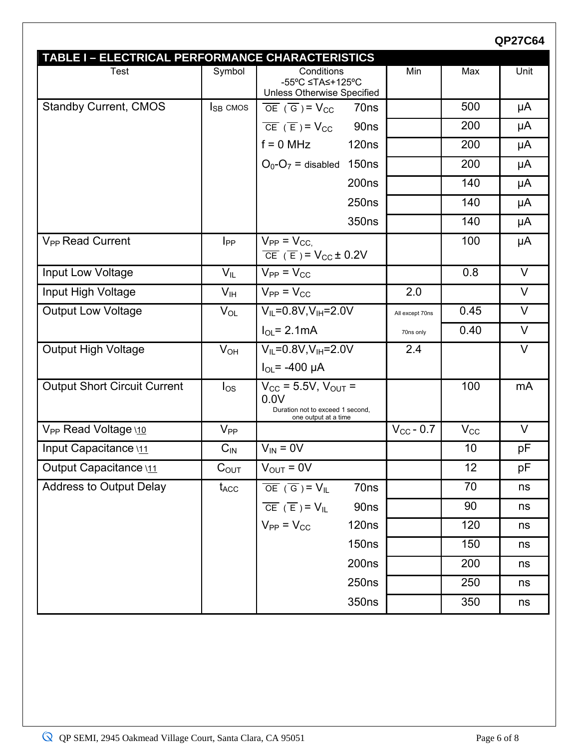# TABLE I – ELECTRICAL PERFORMANCE CHARACTERISTICS

| Test | Symbol | Conditions -55ºC ≤TA≤+125ºC Unless Otherwise Specified | | Min | Max | Unit |
|---|---|---|---|---|---|---|
| Standby Current, CMOS | $I_{SB\ CMOS}$ | $\overline{OE}$ ($\overline{G}$) = $V_{CC}$ | 70ns | | 500 | µA |
| | | $\overline{CE}$ ($\overline{E}$) = $V_{CC}$ | 90ns | | 200 | µA |
| | | f = 0 MHz | 120ns | | 200 | µA |
| | | $O_0$-$O_7$ = disabled | 150ns | | 200 | µA |
| | | | 200ns | | 140 | µA |
| | | | 250ns | | 140 | µA |
| | | | 350ns | | 140 | µA |
| $V_{PP}$ Read Current | $I_{PP}$ | $V_{PP}$ = $V_{CC}$, $\overline{CE}$ ($\overline{E}$) = $V_{CC}$ ± 0.2V | | | 100 | µA |
| Input Low Voltage | $V_{IL}$ | $V_{PP}$ = $V_{CC}$ | | | 0.8 | V |
| Input High Voltage | $V_{IH}$ | $V_{PP}$ = $V_{CC}$ | | 2.0 | | V |
| Output Low Voltage | $V_{OL}$ | $V_{IL}$=0.8V,$V_{IH}$=2.0V | | All except 70ns | 0.45 | V |
| | | $I_{OL}$= 2.1mA | | 70ns only | 0.40 | V |
| Output High Voltage | $V_{OH}$ | $V_{IL}$=0.8V,$V_{IH}$=2.0V $I_{OL}$= -400 µA | | 2.4 | | V |
| Output Short Circuit Current | $I_{OS}$ | $V_{CC}$ = 5.5V, $V_{OUT}$ = 0.0V Duration not to exceed 1 second, one output at a time | | | 100 | mA |
| $V_{PP}$ Read Voltage \10 | $V_{PP}$ | | | $V_{CC}$ - 0.7 | $V_{CC}$ | V |
| Input Capacitance \11 | $C_{IN}$ | $V_{IN}$ = 0V | | | 10 | pF |
| Output Capacitance \11 | $C_{OUT}$ | $V_{OUT}$ = 0V | | | 12 | pF |
| Address to Output Delay | $t_{ACC}$ | $\overline{OE}$ ($\overline{G}$) = $V_{IL}$ | 70ns | | 70 | ns |
| | | $\overline{CE}$ ($\overline{E}$) = $V_{IL}$ | 90ns | | 90 | ns |
| | | $V_{PP}$ = $V_{CC}$ | 120ns | | 120 | ns |
| | | | 150ns | | 150 | ns |
| | | | 200ns | | 200 | ns |
| | | | 250ns | | 250 | ns |
| | | | 350ns | | 350 | ns |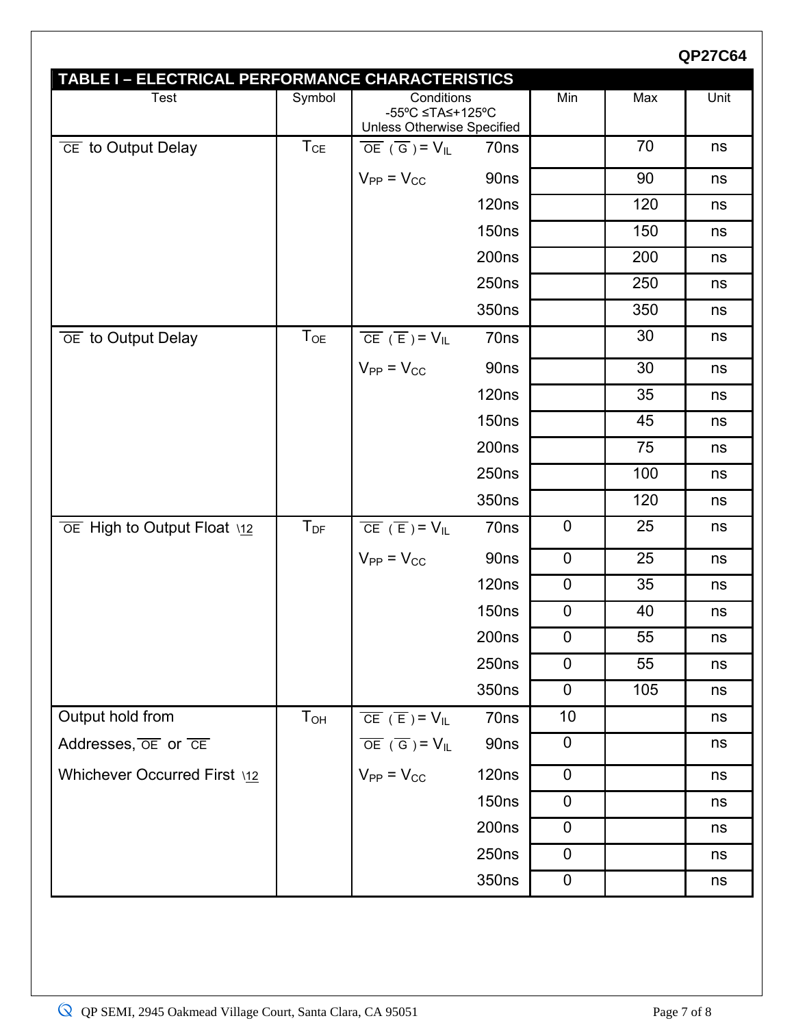## TABLE I – ELECTRICAL PERFORMANCE CHARACTERISTICS

| Test | Symbol | Conditions -55ºC ≤TA≤+125ºC Unless Otherwise Specified | | Min | Max | Unit |
|---|---|---|---|---|---|---|
| $\overline{CE}$ to Output Delay | $T_{CE}$ | $\overline{OE}$ ( $\overline{G}$ ) = $V_{IL}$ | 70ns | | 70 | ns |
| | | $V_{PP}$ = $V_{CC}$ | 90ns | | 90 | ns |
| | | | 120ns | | 120 | ns |
| | | | 150ns | | 150 | ns |
| | | | 200ns | | 200 | ns |
| | | | 250ns | | 250 | ns |
| | | | 350ns | | 350 | ns |
| $\overline{OE}$ to Output Delay | $T_{OE}$ | $\overline{CE}$ ( $\overline{E}$ ) = $V_{IL}$ | 70ns | | 30 | ns |
| | | $V_{PP}$ = $V_{CC}$ | 90ns | | 30 | ns |
| | | | 120ns | | 35 | ns |
| | | | 150ns | | 45 | ns |
| | | | 200ns | | 75 | ns |
| | | | 250ns | | 100 | ns |
| | | | 350ns | | 120 | ns |
| $\overline{OE}$ High to Output Float \12 | $T_{DF}$ | $\overline{CE}$ ( $\overline{E}$ ) = $V_{IL}$ | 70ns | 0 | 25 | ns |
| | | $V_{PP}$ = $V_{CC}$ | 90ns | 0 | 25 | ns |
| | | | 120ns | 0 | 35 | ns |
| | | | 150ns | 0 | 40 | ns |
| | | | 200ns | 0 | 55 | ns |
| | | | 250ns | 0 | 55 | ns |
| | | | 350ns | 0 | 105 | ns |
| Output hold from Addresses, $\overline{OE}$ or $\overline{CE}$ Whichever Occurred First \12 | $T_{OH}$ | $\overline{CE}$ ( $\overline{E}$ ) = $V_{IL}$ | 70ns | 10 | | ns |
| | | $\overline{OE}$ ( $\overline{G}$ ) = $V_{IL}$ | 90ns | 0 | | ns |
| | | $V_{PP}$ = $V_{CC}$ | 120ns | 0 | | ns |
| | | | 150ns | 0 | | ns |
| | | | 200ns | 0 | | ns |
| | | | 250ns | 0 | | ns |
| | | | 350ns | 0 | | ns |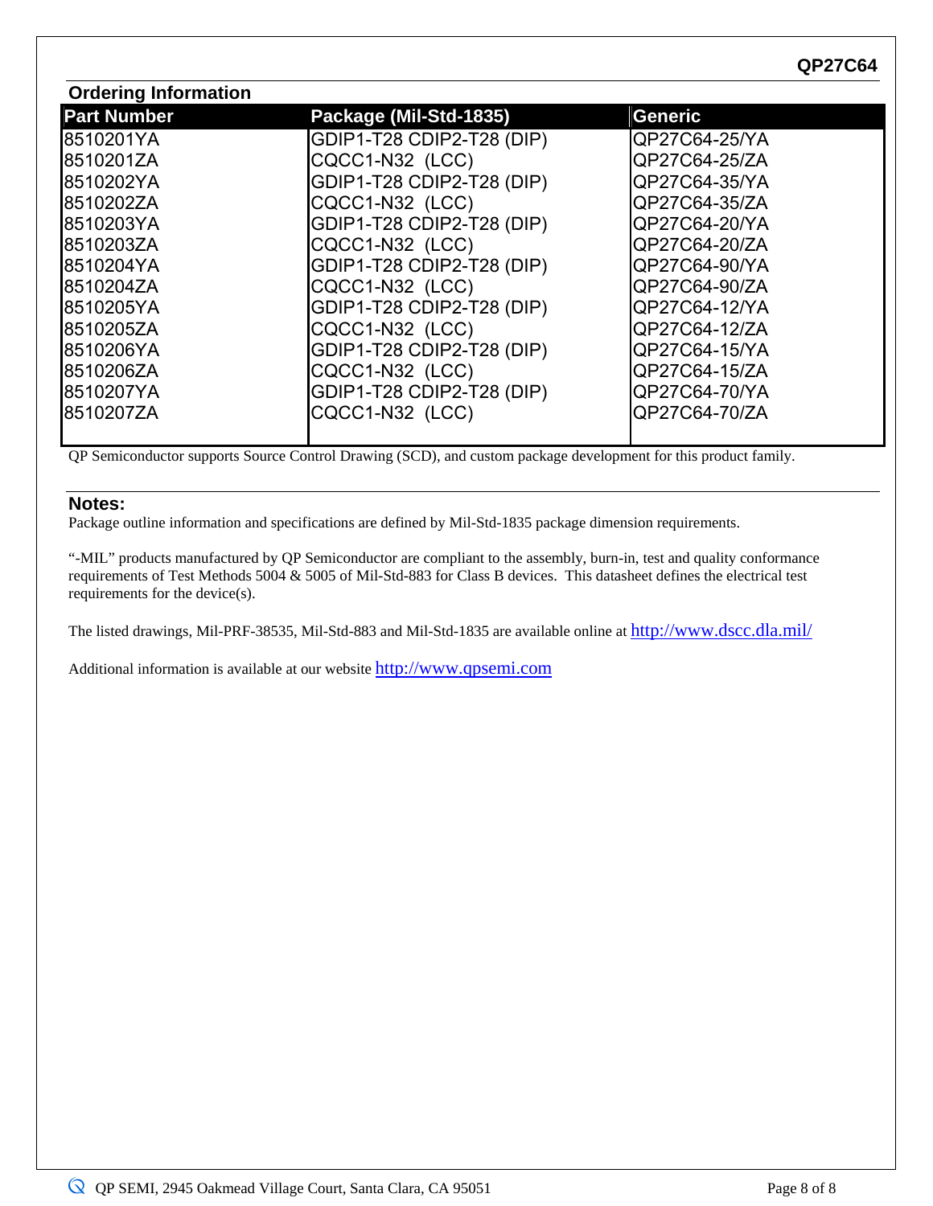## Ordering Information

| Part Number | Package (Mil-Std-1835) | Generic |
|---|---|---|
| 8510201YA | GDIP1-T28 CDIP2-T28 (DIP) | QP27C64-25/YA |
| 8510201ZA | CQCC1-N32 (LCC) | QP27C64-25/ZA |
| 8510202YA | GDIP1-T28 CDIP2-T28 (DIP) | QP27C64-35/YA |
| 8510202ZA | CQCC1-N32 (LCC) | QP27C64-35/ZA |
| 8510203YA | GDIP1-T28 CDIP2-T28 (DIP) | QP27C64-20/YA |
| 8510203ZA | CQCC1-N32 (LCC) | QP27C64-20/ZA |
| 8510204YA | GDIP1-T28 CDIP2-T28 (DIP) | QP27C64-90/YA |
| 8510204ZA | CQCC1-N32 (LCC) | QP27C64-90/ZA |
| 8510205YA | GDIP1-T28 CDIP2-T28 (DIP) | QP27C64-12/YA |
| 8510205ZA | CQCC1-N32 (LCC) | QP27C64-12/ZA |
| 8510206YA | GDIP1-T28 CDIP2-T28 (DIP) | QP27C64-15/YA |
| 8510206ZA | CQCC1-N32 (LCC) | QP27C64-15/ZA |
| 8510207YA | GDIP1-T28 CDIP2-T28 (DIP) | QP27C64-70/YA |
| 8510207ZA | CQCC1-N32 (LCC) | QP27C64-70/ZA |

QP Semiconductor supports Source Control Drawing (SCD), and custom package development for this product family.

## Notes:

Package outline information and specifications are defined by Mil-Std-1835 package dimension requirements.

"-MIL" products manufactured by QP Semiconductor are compliant to the assembly, burn-in, test and quality conformance requirements of Test Methods 5004 & 5005 of Mil-Std-883 for Class B devices. This datasheet defines the electrical test requirements for the device(s).

The listed drawings, Mil-PRF-38535, Mil-Std-883 and Mil-Std-1835 are available online at http://www.dscc.dla.mil/

Additional information is available at our website http://www.qpsemi.com